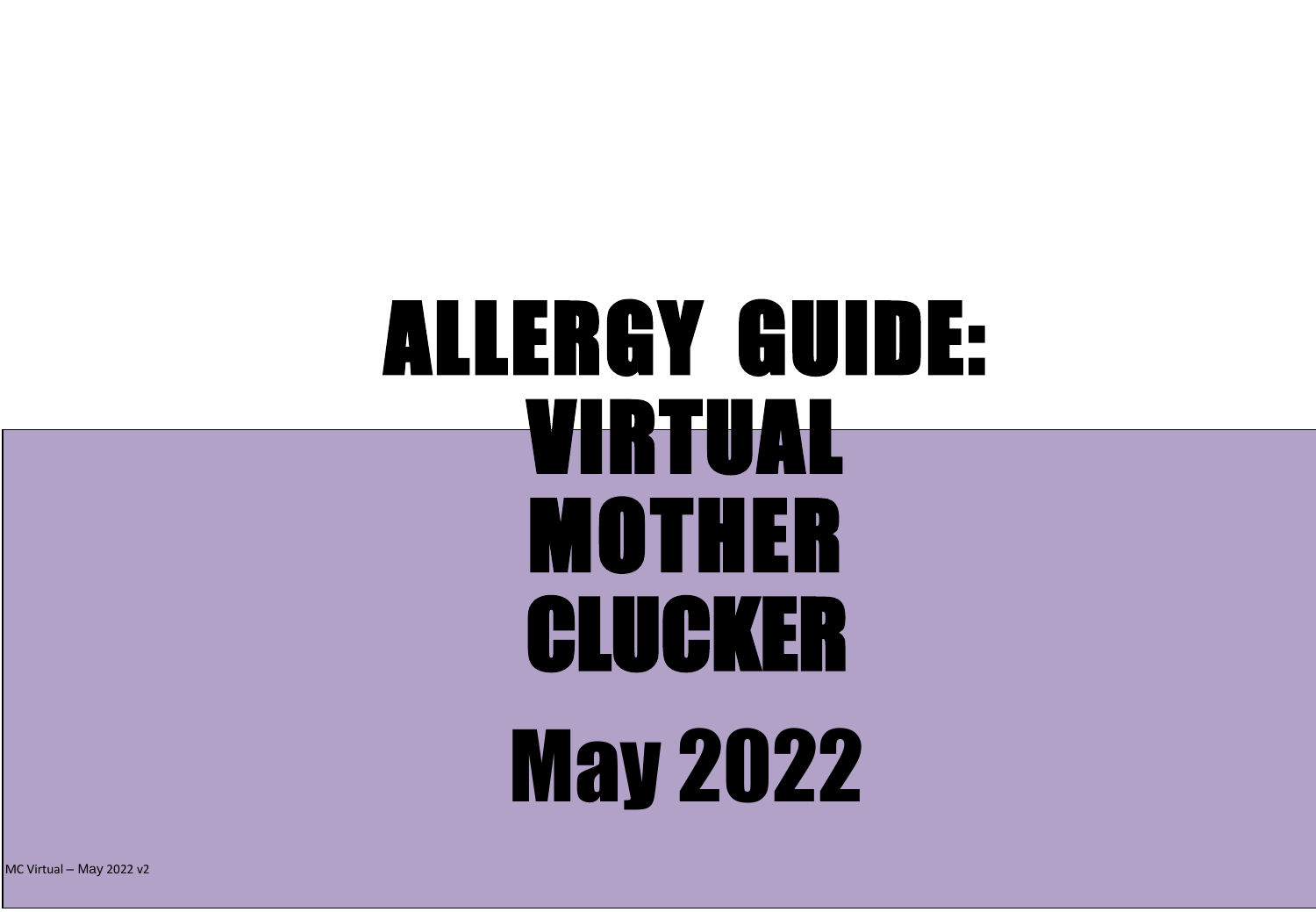# ALLERGY GUIDE: VIRTUAL MOTHER CLUCKER

# May 2022

MC Virtual – May 2022 v2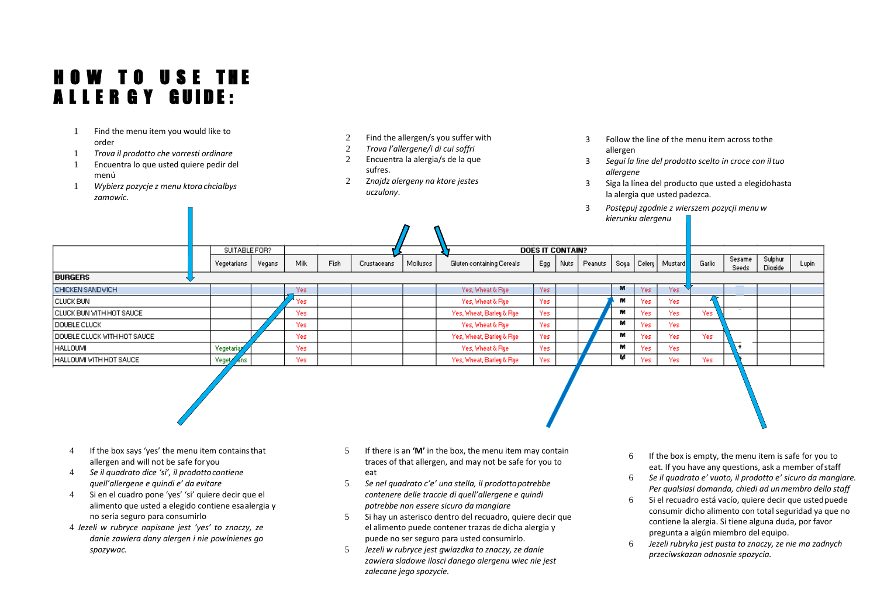# HOW TO USE THE ALLERGY GUIDE:

1 Find the menu item you would like to order
1 *Trova il prodotto che vorresti ordinare*
1 Encuentra lo que usted quiere pedir del menú
1 *Wybierz pozycje z menu ktora chcialbys zamowic.*

2 Find the allergen/s you suffer with
2 *Trova l'allergene/i di cui soffri*
2 Encuentra la alergia/s de la que sufres.
2 *Znajdz alergeny na ktore jestes uczulony.*

3 Follow the line of the menu item across to the allergen
3 *Segui la line del prodotto scelto in croce con il tuo allergene*
3 Siga la línea del producto que usted a elegido hasta la alergia que usted padezca.
3 *Postępuj zgodnie z wierszem pozycji menu w kierunku alergenu*

| | SUITABLE FOR? | | DOES IT CONTAIN? | | | | | | | | | | | | | | |
|---|---|---|---|---|---|---|---|---|---|---|---|---|---|---|---|---|---|
| | Vegetarians | Vegans | Milk | Fish | Crustaceans | Molluscs | Gluten containing Cereals | Egg | Nuts | Peanuts | Soya | Celery | Mustard | Garlic | Sesame Seeds | Sulphur Dioxide | Lupin |
| **BURGERS** | | | | | | | | | | | | | | | | | |
| CHICKEN SANDWICH | | | Yes | | | | Yes, Wheat & Rye | Yes | | | M | Yes | Yes | | | | |
| CLUCK BUN | | | Yes | | | | Yes, Wheat & Rye | Yes | | | M | Yes | Yes | | | | |
| CLUCK BUN WITH HOT SAUCE | | | Yes | | | | Yes, Wheat, Barley & Rye | Yes | | | M | Yes | Yes | Yes | | | |
| DOUBLE CLUCK | | | Yes | | | | Yes, Wheat & Rye | Yes | | | M | Yes | Yes | | | | |
| DOUBLE CLUCK WITH HOT SAUCE | | | Yes | | | | Yes, Wheat, Barley & Rye | Yes | | | M | Yes | Yes | Yes | | | |
| HALLOUMI | Vegetarians | | Yes | | | | Yes, Wheat & Rye | Yes | | | M | Yes | Yes | | * | | |
| HALLOUMI WITH HOT SAUCE | Vegetarians | | Yes | | | | Yes, Wheat, Barley & Rye | Yes | | | M | Yes | Yes | Yes | * | | |

4 If the box says 'yes' the menu item contains that allergen and will not be safe for you
4 *Se il quadrato dice 'si', il prodotto contiene quell'allergene e quindi e' da evitare*
4 Si en el cuadro pone 'yes' 'si' quiere decir que el alimento que usted a elegido contiene esa alergia y no sería seguro para consumirlo
4 *Jezeli w rubryce napisane jest 'yes' to znaczy, ze danie zawiera dany alergen i nie powinienes go spozywac.*

5 If there is an **'M'** in the box, the menu item may contain traces of that allergen, and may not be safe for you to eat
5 *Se nel quadrato c'e' una stella, il prodotto potrebbe contenere delle traccie di quell'allergene e quindi potrebbe non essere sicuro da mangiare*
5 Si hay un asterisco dentro del recuadro, quiere decir que el alimento puede contener trazas de dicha alergia y puede no ser seguro para usted consumirlo.
5 *Jezeli w rubryce jest gwiazdka to znaczy, ze danie zawiera sladowe ilosci danego alergenu wiec nie jest zalecane jego spozycie.*

6 If the box is empty, the menu item is safe for you to eat. If you have any questions, ask a member of staff
6 *Se il quadrato e' vuoto, il prodotto e' sicuro da mangiare. Per qualsiasi domanda, chiedi ad un membro dello staff*
6 Si el recuadro está vacío, quiere decir que usted puede consumir dicho alimento con total seguridad ya que no contiene la alergia. Si tiene alguna duda, por favor pregunta a algún miembro del equipo.
6 *Jezeli rubryka jest pusta to znaczy, ze nie ma zadnych przeciwskazan odnosnie spozycia.*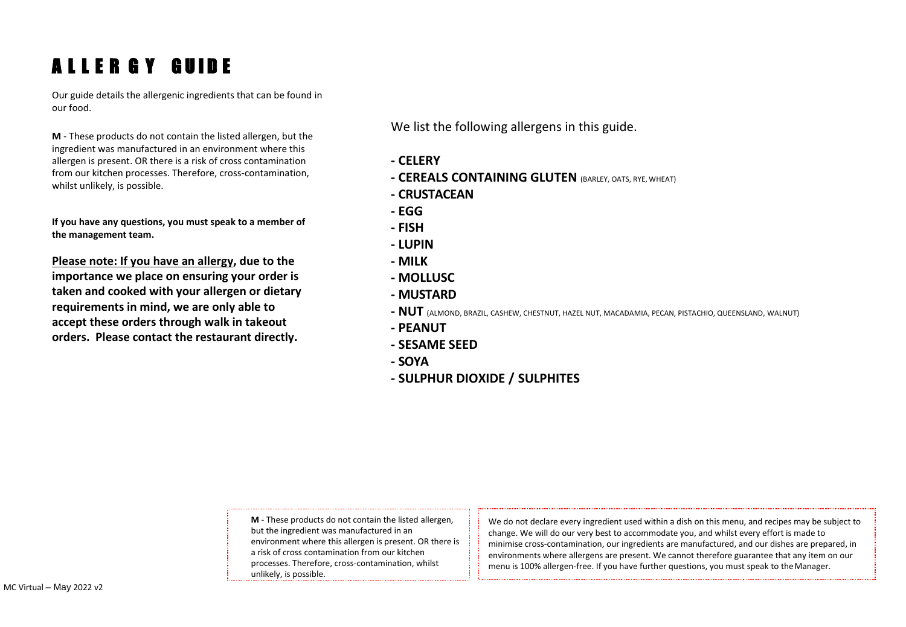# ALLERGY GUIDE

Our guide details the allergenic ingredients that can be found in our food.

**M** - These products do not contain the listed allergen, but the ingredient was manufactured in an environment where this allergen is present. OR there is a risk of cross contamination from our kitchen processes. Therefore, cross-contamination, whilst unlikely, is possible.

**If you have any questions, you must speak to a member of the management team.**

**<u>Please note: If you have an allergy</u>, due to the importance we place on ensuring your order is taken and cooked with your allergen or dietary requirements in mind, we are only able to accept these orders through walk in takeout orders. Please contact the restaurant directly.**

We list the following allergens in this guide.

- **CELERY**
- **CEREALS CONTAINING GLUTEN** (BARLEY, OATS, RYE, WHEAT)
- **CRUSTACEAN**
- **EGG**
- **FISH**
- **LUPIN**
- **MILK**
- **MOLLUSC**
- **MUSTARD**
- **NUT** (ALMOND, BRAZIL, CASHEW, CHESTNUT, HAZEL NUT, MACADAMIA, PECAN, PISTACHIO, QUEENSLAND, WALNUT)
- **PEANUT**
- **SESAME SEED**
- **SOYA**
- **SULPHUR DIOXIDE / SULPHITES**

**M** - These products do not contain the listed allergen, but the ingredient was manufactured in an environment where this allergen is present. OR there is a risk of cross contamination from our kitchen processes. Therefore, cross-contamination, whilst unlikely, is possible.

We do not declare every ingredient used within a dish on this menu, and recipes may be subject to change. We will do our very best to accommodate you, and whilst every effort is made to minimise cross-contamination, our ingredients are manufactured, and our dishes are prepared, in environments where allergens are present. We cannot therefore guarantee that any item on our menu is 100% allergen-free. If you have further questions, you must speak to the Manager.

MC Virtual – May 2022 v2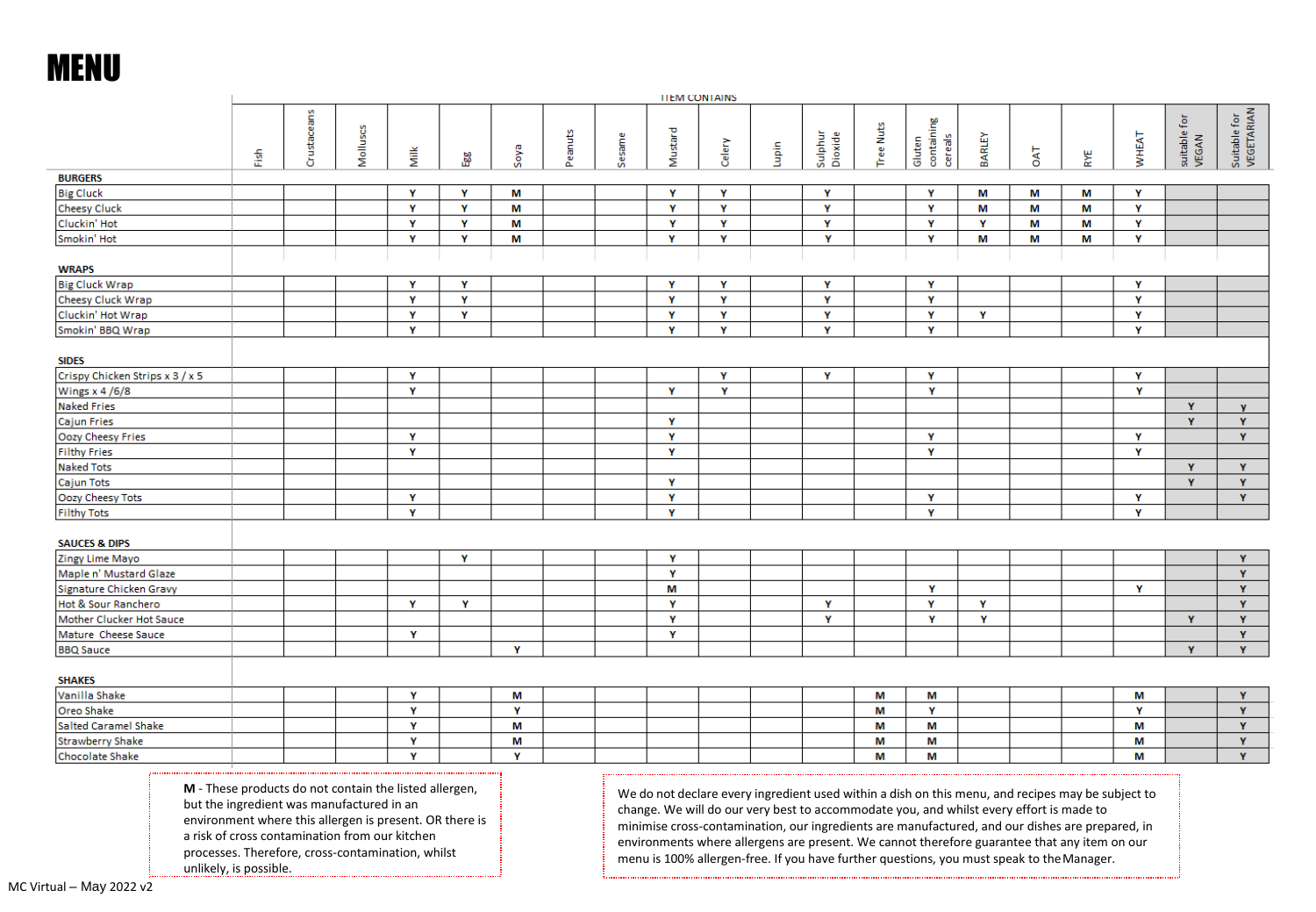# MENU

| | ITEM CONTAINS | | | | | | | | | | | | | | | | | | | |
|---|---|---|---|---|---|---|---|---|---|---|---|---|---|---|---|---|---|---|---|---|
| | Fish | Crustaceans | Molluscs | Milk | Egg | Soya | Peanuts | Sesame | Mustard | Celery | Lupin | Sulphur Dioxide | Tree Nuts | Gluten containing cereals | BARLEY | OAT | RYE | WHEAT | suitable for VEGAN | Suitable for VEGETARIAN |
| **BURGERS** | | | | | | | | | | | | | | | | | | | | |
| Big Cluck | | | | Y | Y | M | | | Y | Y | | Y | | Y | M | M | M | Y | | |
| Cheesy Cluck | | | | Y | Y | M | | | Y | Y | | Y | | Y | M | M | M | Y | | |
| Cluckin' Hot | | | | Y | Y | M | | | Y | Y | | Y | | Y | Y | M | M | Y | | |
| Smokin' Hot | | | | Y | Y | M | | | Y | Y | | Y | | Y | M | M | M | Y | | |
| **WRAPS** | | | | | | | | | | | | | | | | | | | | |
| Big Cluck Wrap | | | | Y | Y | | | | Y | Y | | Y | | Y | | | | Y | | |
| Cheesy Cluck Wrap | | | | Y | Y | | | | Y | Y | | Y | | Y | | | | Y | | |
| Cluckin' Hot Wrap | | | | Y | Y | | | | Y | Y | | Y | | Y | Y | | | Y | | |
| Smokin' BBQ Wrap | | | | Y | | | | | Y | Y | | Y | | Y | | | | Y | | |
| **SIDES** | | | | | | | | | | | | | | | | | | | | |
| Crispy Chicken Strips x 3 / x 5 | | | | Y | | | | | | Y | | Y | | Y | | | | Y | | |
| Wings x 4 /6/8 | | | | Y | | | | | Y | Y | | | | Y | | | | Y | | |
| Naked Fries | | | | | | | | | | | | | | | | | | | Y | Y |
| Cajun Fries | | | | | | | | | Y | | | | | | | | | | Y | Y |
| Oozy Cheesy Fries | | | | Y | | | | | Y | | | | | Y | | | | Y | | Y |
| Filthy Fries | | | | Y | | | | | Y | | | | | Y | | | | Y | | |
| Naked Tots | | | | | | | | | | | | | | | | | | | Y | Y |
| Cajun Tots | | | | | | | | | Y | | | | | | | | | | Y | Y |
| Oozy Cheesy Tots | | | | Y | | | | | Y | | | | | Y | | | | Y | | Y |
| Filthy Tots | | | | Y | | | | | Y | | | | | Y | | | | Y | | |
| **SAUCES & DIPS** | | | | | | | | | | | | | | | | | | | | |
| Zingy Lime Mayo | | | | | Y | | | | Y | | | | | | | | | | | Y |
| Maple n' Mustard Glaze | | | | | | | | | Y | | | | | | | | | | | Y |
| Signature Chicken Gravy | | | | | | | | | M | | | | | Y | | | | Y | | Y |
| Hot & Sour Ranchero | | | | Y | Y | | | | Y | | | Y | | Y | Y | | | | | Y |
| Mother Clucker Hot Sauce | | | | | | | | | Y | | | Y | | Y | Y | | | | Y | Y |
| Mature Cheese Sauce | | | | Y | | | | | Y | | | | | | | | | | | Y |
| BBQ Sauce | | | | | | Y | | | | | | | | | | | | | Y | Y |
| **SHAKES** | | | | | | | | | | | | | | | | | | | | |
| Vanilla Shake | | | | Y | | M | | | | | | | M | M | | | | M | | Y |
| Oreo Shake | | | | Y | | Y | | | | | | | M | Y | | | | Y | | Y |
| Salted Caramel Shake | | | | Y | | M | | | | | | | M | M | | | | M | | Y |
| Strawberry Shake | | | | Y | | M | | | | | | | M | M | | | | M | | Y |
| Chocolate Shake | | | | Y | | Y | | | | | | | M | M | | | | M | | Y |

**M** - These products do not contain the listed allergen, but the ingredient was manufactured in an environment where this allergen is present. OR there is a risk of cross contamination from our kitchen processes. Therefore, cross-contamination, whilst unlikely, is possible.

We do not declare every ingredient used within a dish on this menu, and recipes may be subject to change. We will do our very best to accommodate you, and whilst every effort is made to minimise cross-contamination, our ingredients are manufactured, and our dishes are prepared, in environments where allergens are present. We cannot therefore guarantee that any item on our menu is 100% allergen-free. If you have further questions, you must speak to the Manager.

MC Virtual – May 2022 v2